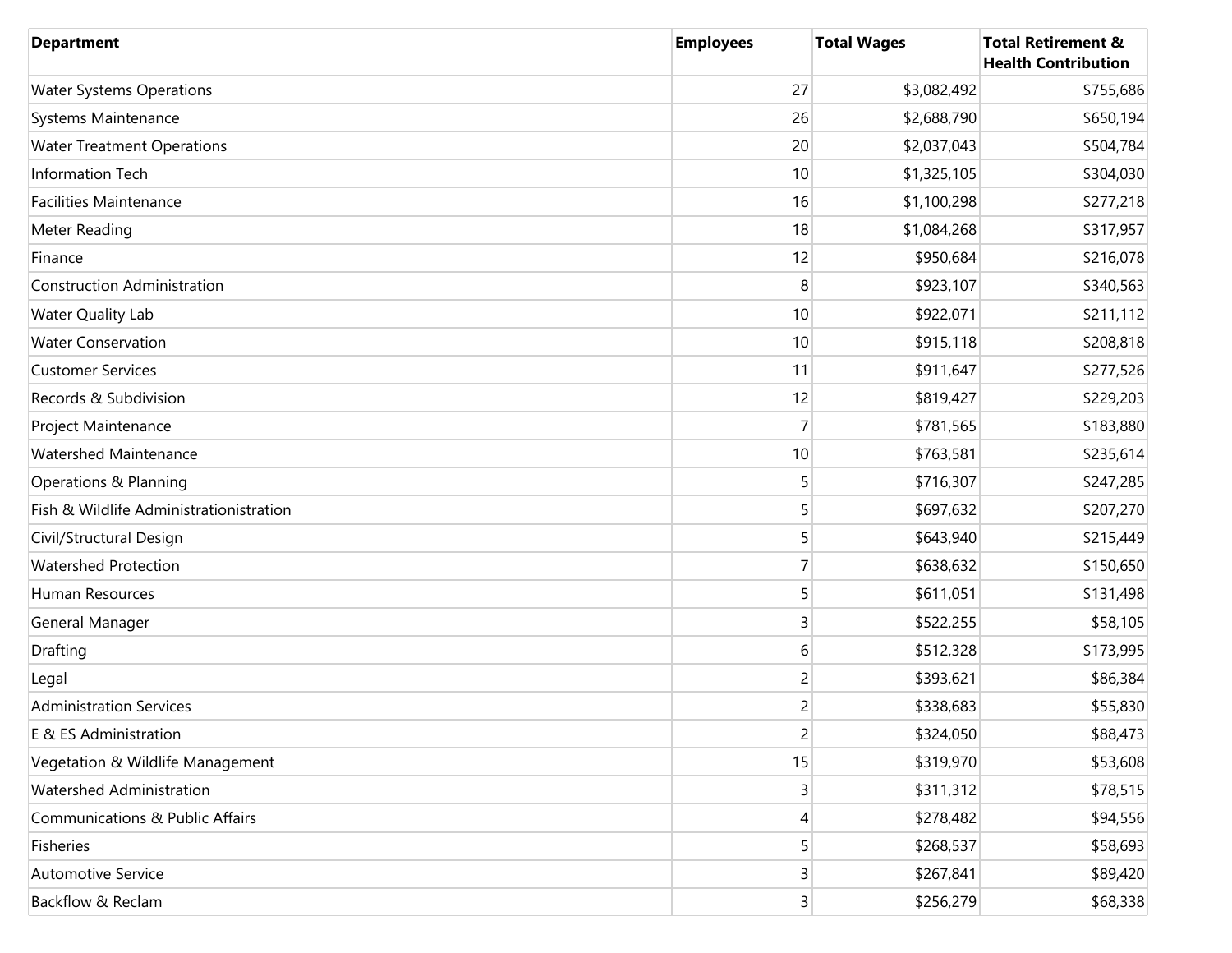| Department | Employees | Total Wages | Total Retirement & Health Contribution |
|---|---|---|---|
| Water Systems Operations | 27 | $3,082,492 | $755,686 |
| Systems Maintenance | 26 | $2,688,790 | $650,194 |
| Water Treatment Operations | 20 | $2,037,043 | $504,784 |
| Information Tech | 10 | $1,325,105 | $304,030 |
| Facilities Maintenance | 16 | $1,100,298 | $277,218 |
| Meter Reading | 18 | $1,084,268 | $317,957 |
| Finance | 12 | $950,684 | $216,078 |
| Construction Administration | 8 | $923,107 | $340,563 |
| Water Quality Lab | 10 | $922,071 | $211,112 |
| Water Conservation | 10 | $915,118 | $208,818 |
| Customer Services | 11 | $911,647 | $277,526 |
| Records & Subdivision | 12 | $819,427 | $229,203 |
| Project Maintenance | 7 | $781,565 | $183,880 |
| Watershed Maintenance | 10 | $763,581 | $235,614 |
| Operations & Planning | 5 | $716,307 | $247,285 |
| Fish & Wildlife Administrationistration | 5 | $697,632 | $207,270 |
| Civil/Structural Design | 5 | $643,940 | $215,449 |
| Watershed Protection | 7 | $638,632 | $150,650 |
| Human Resources | 5 | $611,051 | $131,498 |
| General Manager | 3 | $522,255 | $58,105 |
| Drafting | 6 | $512,328 | $173,995 |
| Legal | 2 | $393,621 | $86,384 |
| Administration Services | 2 | $338,683 | $55,830 |
| E & ES Administration | 2 | $324,050 | $88,473 |
| Vegetation & Wildlife Management | 15 | $319,970 | $53,608 |
| Watershed Administration | 3 | $311,312 | $78,515 |
| Communications & Public Affairs | 4 | $278,482 | $94,556 |
| Fisheries | 5 | $268,537 | $58,693 |
| Automotive Service | 3 | $267,841 | $89,420 |
| Backflow & Reclam | 3 | $256,279 | $68,338 |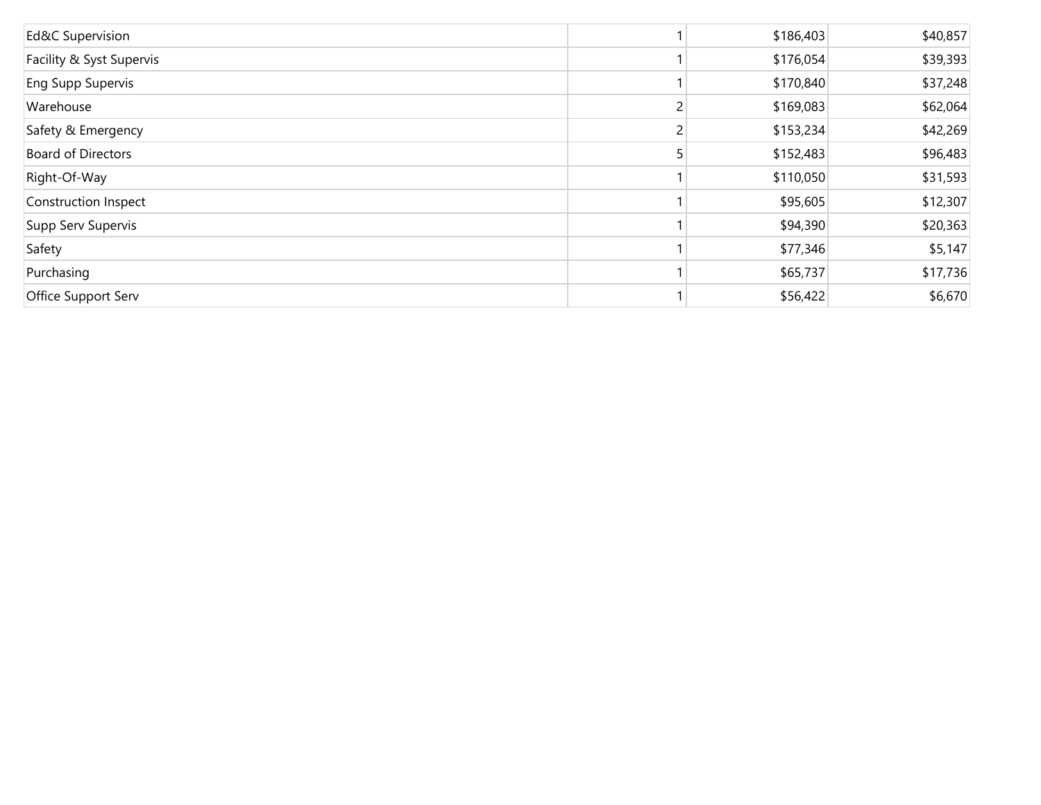| | | | |
|---|---|---|---|
| Ed&C Supervision | 1 | $186,403 | $40,857 |
| Facility & Syst Supervis | 1 | $176,054 | $39,393 |
| Eng Supp Supervis | 1 | $170,840 | $37,248 |
| Warehouse | 2 | $169,083 | $62,064 |
| Safety & Emergency | 2 | $153,234 | $42,269 |
| Board of Directors | 5 | $152,483 | $96,483 |
| Right-Of-Way | 1 | $110,050 | $31,593 |
| Construction Inspect | 1 | $95,605 | $12,307 |
| Supp Serv Supervis | 1 | $94,390 | $20,363 |
| Safety | 1 | $77,346 | $5,147 |
| Purchasing | 1 | $65,737 | $17,736 |
| Office Support Serv | 1 | $56,422 | $6,670 |